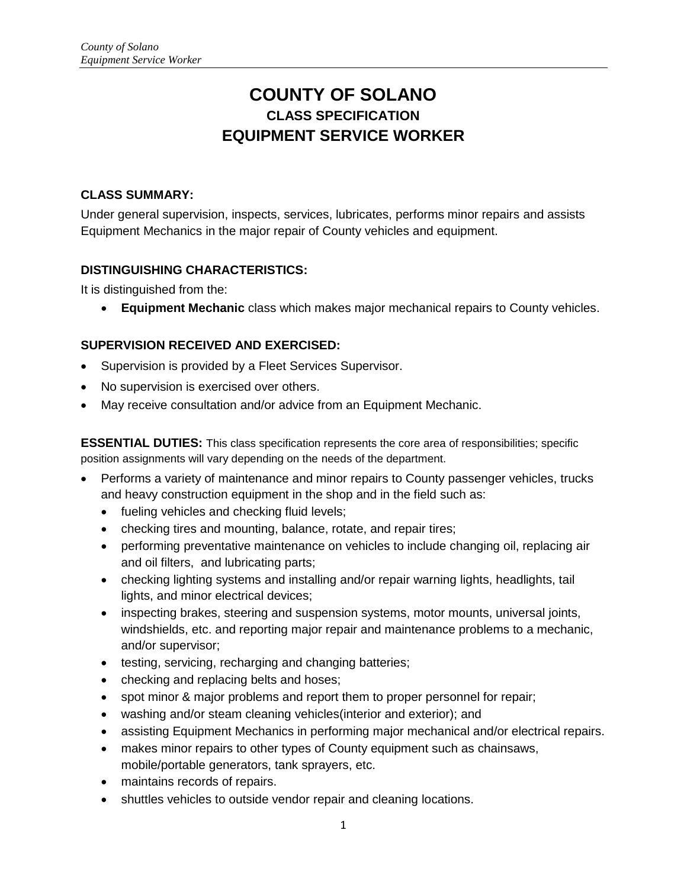# COUNTY OF SOLANO

## CLASS SPECIFICATION

## EQUIPMENT SERVICE WORKER

### CLASS SUMMARY:

Under general supervision, inspects, services, lubricates, performs minor repairs and assists Equipment Mechanics in the major repair of County vehicles and equipment.

### DISTINGUISHING CHARACTERISTICS:

It is distinguished from the:

- **Equipment Mechanic** class which makes major mechanical repairs to County vehicles.

### SUPERVISION RECEIVED AND EXERCISED:

- Supervision is provided by a Fleet Services Supervisor.
- No supervision is exercised over others.
- May receive consultation and/or advice from an Equipment Mechanic.

**ESSENTIAL DUTIES:** This class specification represents the core area of responsibilities; specific position assignments will vary depending on the needs of the department.

- Performs a variety of maintenance and minor repairs to County passenger vehicles, trucks and heavy construction equipment in the shop and in the field such as:
  - fueling vehicles and checking fluid levels;
  - checking tires and mounting, balance, rotate, and repair tires;
  - performing preventative maintenance on vehicles to include changing oil, replacing air and oil filters, and lubricating parts;
  - checking lighting systems and installing and/or repair warning lights, headlights, tail lights, and minor electrical devices;
  - inspecting brakes, steering and suspension systems, motor mounts, universal joints, windshields, etc. and reporting major repair and maintenance problems to a mechanic, and/or supervisor;
  - testing, servicing, recharging and changing batteries;
  - checking and replacing belts and hoses;
  - spot minor & major problems and report them to proper personnel for repair;
  - washing and/or steam cleaning vehicles(interior and exterior); and
  - assisting Equipment Mechanics in performing major mechanical and/or electrical repairs.
  - makes minor repairs to other types of County equipment such as chainsaws, mobile/portable generators, tank sprayers, etc.
  - maintains records of repairs.
  - shuttles vehicles to outside vendor repair and cleaning locations.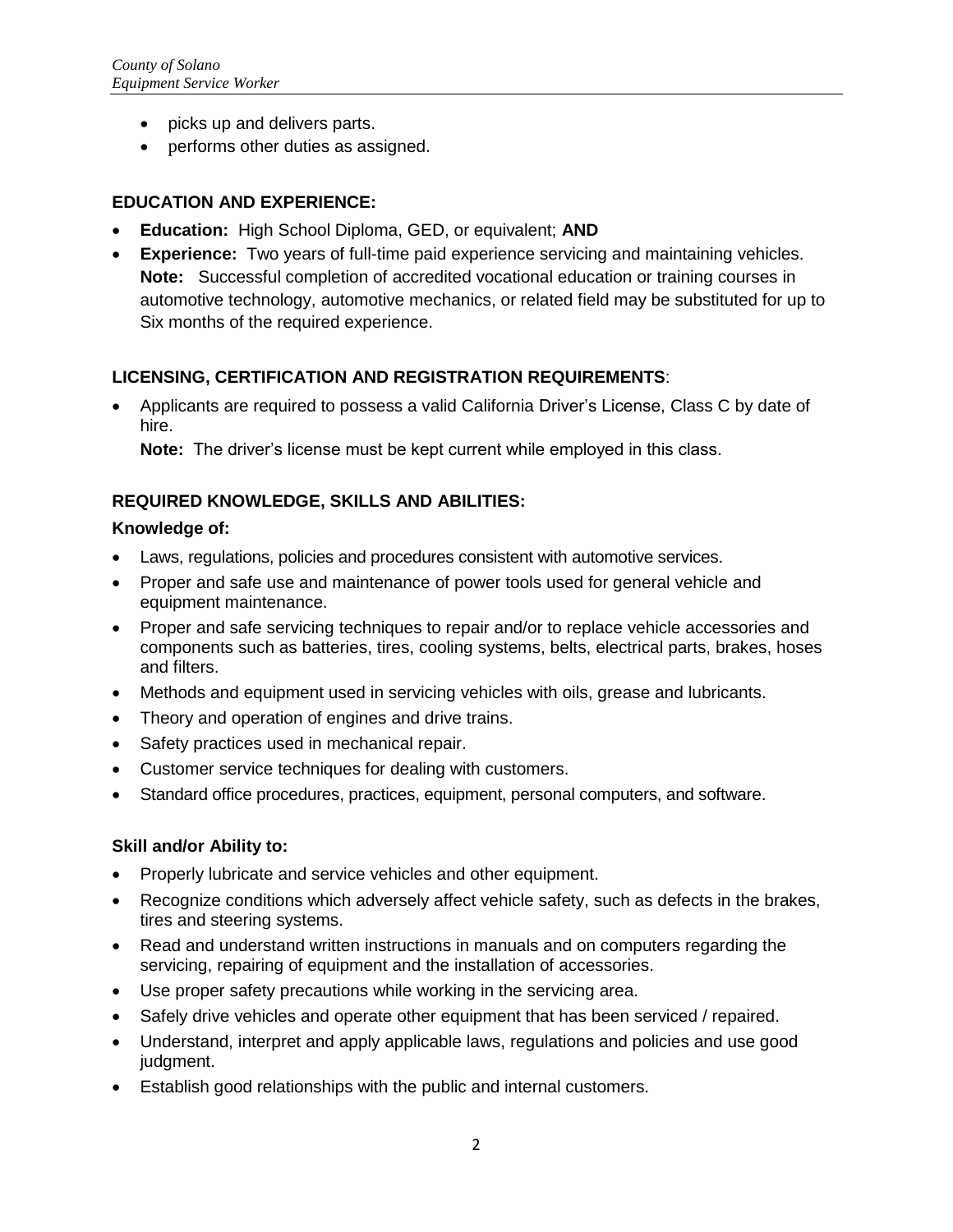- picks up and delivers parts.
- performs other duties as assigned.

**EDUCATION AND EXPERIENCE:**

- **Education:** High School Diploma, GED, or equivalent; **AND**
- **Experience:** Two years of full-time paid experience servicing and maintaining vehicles. **Note:** Successful completion of accredited vocational education or training courses in automotive technology, automotive mechanics, or related field may be substituted for up to Six months of the required experience.

**LICENSING, CERTIFICATION AND REGISTRATION REQUIREMENTS**:

- Applicants are required to possess a valid California Driver's License, Class C by date of hire.

  **Note:** The driver's license must be kept current while employed in this class.

**REQUIRED KNOWLEDGE, SKILLS AND ABILITIES:**

**Knowledge of:**

- Laws, regulations, policies and procedures consistent with automotive services.
- Proper and safe use and maintenance of power tools used for general vehicle and equipment maintenance.
- Proper and safe servicing techniques to repair and/or to replace vehicle accessories and components such as batteries, tires, cooling systems, belts, electrical parts, brakes, hoses and filters.
- Methods and equipment used in servicing vehicles with oils, grease and lubricants.
- Theory and operation of engines and drive trains.
- Safety practices used in mechanical repair.
- Customer service techniques for dealing with customers.
- Standard office procedures, practices, equipment, personal computers, and software.

**Skill and/or Ability to:**

- Properly lubricate and service vehicles and other equipment.
- Recognize conditions which adversely affect vehicle safety, such as defects in the brakes, tires and steering systems.
- Read and understand written instructions in manuals and on computers regarding the servicing, repairing of equipment and the installation of accessories.
- Use proper safety precautions while working in the servicing area.
- Safely drive vehicles and operate other equipment that has been serviced / repaired.
- Understand, interpret and apply applicable laws, regulations and policies and use good judgment.
- Establish good relationships with the public and internal customers.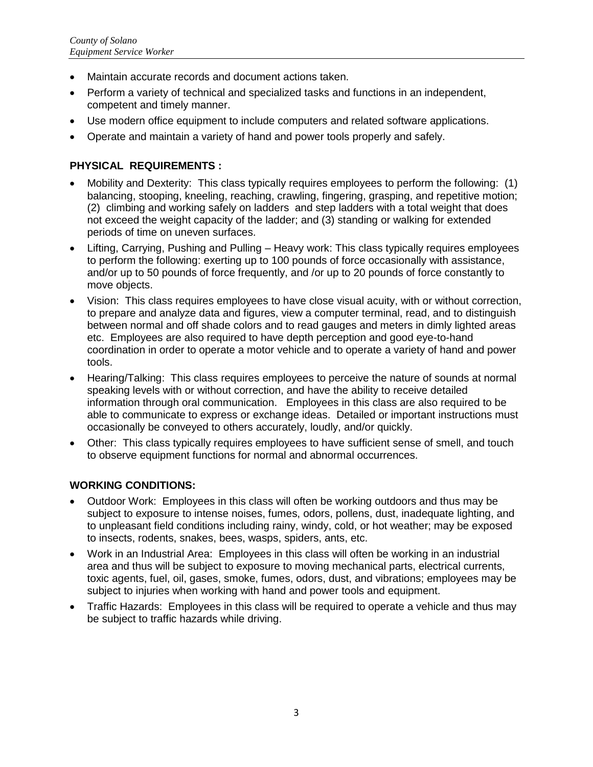- Maintain accurate records and document actions taken.
- Perform a variety of technical and specialized tasks and functions in an independent, competent and timely manner.
- Use modern office equipment to include computers and related software applications.
- Operate and maintain a variety of hand and power tools properly and safely.

**PHYSICAL REQUIREMENTS :**

- Mobility and Dexterity: This class typically requires employees to perform the following: (1) balancing, stooping, kneeling, reaching, crawling, fingering, grasping, and repetitive motion; (2) climbing and working safely on ladders and step ladders with a total weight that does not exceed the weight capacity of the ladder; and (3) standing or walking for extended periods of time on uneven surfaces.
- Lifting, Carrying, Pushing and Pulling – Heavy work: This class typically requires employees to perform the following: exerting up to 100 pounds of force occasionally with assistance, and/or up to 50 pounds of force frequently, and /or up to 20 pounds of force constantly to move objects.
- Vision: This class requires employees to have close visual acuity, with or without correction, to prepare and analyze data and figures, view a computer terminal, read, and to distinguish between normal and off shade colors and to read gauges and meters in dimly lighted areas etc. Employees are also required to have depth perception and good eye-to-hand coordination in order to operate a motor vehicle and to operate a variety of hand and power tools.
- Hearing/Talking: This class requires employees to perceive the nature of sounds at normal speaking levels with or without correction, and have the ability to receive detailed information through oral communication. Employees in this class are also required to be able to communicate to express or exchange ideas. Detailed or important instructions must occasionally be conveyed to others accurately, loudly, and/or quickly.
- Other: This class typically requires employees to have sufficient sense of smell, and touch to observe equipment functions for normal and abnormal occurrences.

**WORKING CONDITIONS:**

- Outdoor Work: Employees in this class will often be working outdoors and thus may be subject to exposure to intense noises, fumes, odors, pollens, dust, inadequate lighting, and to unpleasant field conditions including rainy, windy, cold, or hot weather; may be exposed to insects, rodents, snakes, bees, wasps, spiders, ants, etc.
- Work in an Industrial Area: Employees in this class will often be working in an industrial area and thus will be subject to exposure to moving mechanical parts, electrical currents, toxic agents, fuel, oil, gases, smoke, fumes, odors, dust, and vibrations; employees may be subject to injuries when working with hand and power tools and equipment.
- Traffic Hazards: Employees in this class will be required to operate a vehicle and thus may be subject to traffic hazards while driving.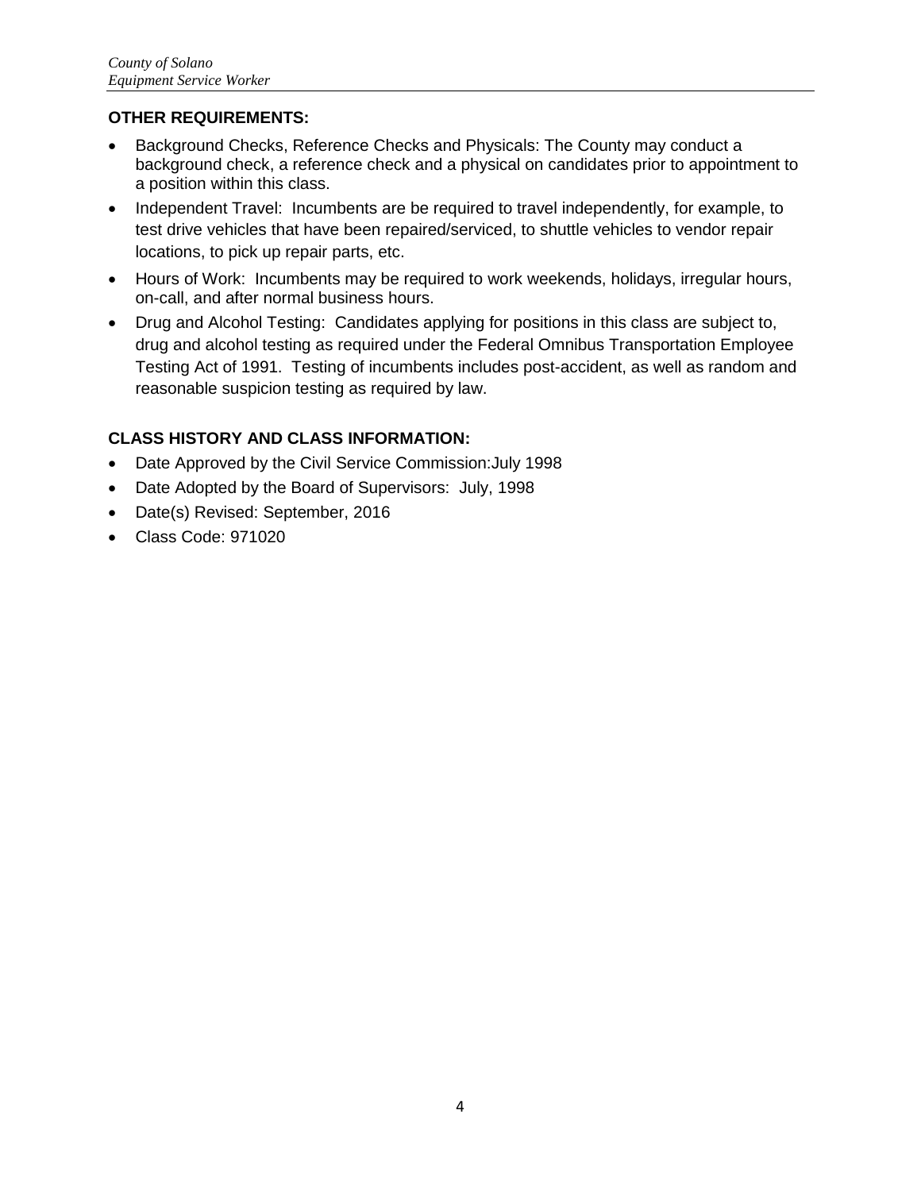**OTHER REQUIREMENTS:**

- Background Checks, Reference Checks and Physicals: The County may conduct a background check, a reference check and a physical on candidates prior to appointment to a position within this class.
- Independent Travel: Incumbents are be required to travel independently, for example, to test drive vehicles that have been repaired/serviced, to shuttle vehicles to vendor repair locations, to pick up repair parts, etc.
- Hours of Work: Incumbents may be required to work weekends, holidays, irregular hours, on-call, and after normal business hours.
- Drug and Alcohol Testing: Candidates applying for positions in this class are subject to, drug and alcohol testing as required under the Federal Omnibus Transportation Employee Testing Act of 1991. Testing of incumbents includes post-accident, as well as random and reasonable suspicion testing as required by law.

**CLASS HISTORY AND CLASS INFORMATION:**

- Date Approved by the Civil Service Commission:July 1998
- Date Adopted by the Board of Supervisors: July, 1998
- Date(s) Revised: September, 2016
- Class Code: 971020